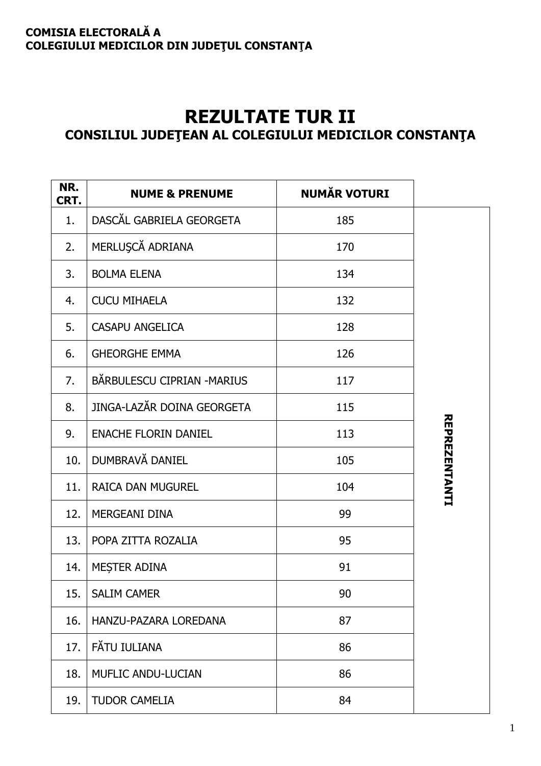**COMISIA ELECTORALĂ A**
**COLEGIULUI MEDICILOR DIN JUDEŢUL CONSTANŢA**

# REZULTATE TUR II
## CONSILIUL JUDEŢEAN AL COLEGIULUI MEDICILOR CONSTANŢA

| NR. CRT. | NUME & PRENUME | NUMĂR VOTURI | |
|---|---|---|---|
| 1. | DASCĂL GABRIELA GEORGETA | 185 | REPREZENTANTI |
| 2. | MERLUŞCĂ ADRIANA | 170 | |
| 3. | BOLMA ELENA | 134 | |
| 4. | CUCU MIHAELA | 132 | |
| 5. | CASAPU ANGELICA | 128 | |
| 6. | GHEORGHE EMMA | 126 | |
| 7. | BĂRBULESCU CIPRIAN -MARIUS | 117 | |
| 8. | JINGA-LAZĂR DOINA GEORGETA | 115 | |
| 9. | ENACHE FLORIN DANIEL | 113 | |
| 10. | DUMBRAVĂ DANIEL | 105 | |
| 11. | RAICA DAN MUGUREL | 104 | |
| 12. | MERGEANI DINA | 99 | |
| 13. | POPA ZITTA ROZALIA | 95 | |
| 14. | MEȘTER ADINA | 91 | |
| 15. | SALIM CAMER | 90 | |
| 16. | HANZU-PAZARA LOREDANA | 87 | |
| 17. | FĂTU IULIANA | 86 | |
| 18. | MUFLIC ANDU-LUCIAN | 86 | |
| 19. | TUDOR CAMELIA | 84 | |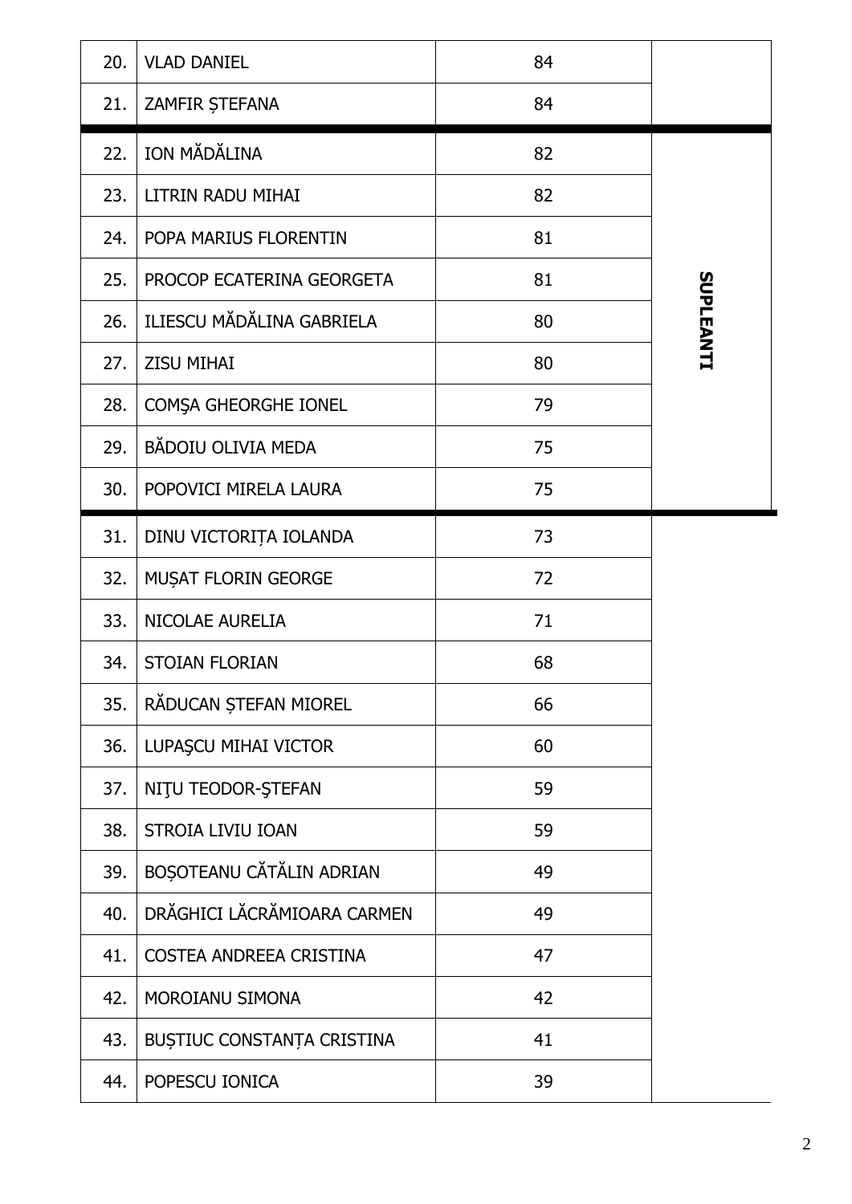| | | | |
|---|---|---|---|
| 20. | VLAD DANIEL | 84 | |
| 21. | ZAMFIR ȘTEFANA | 84 | |
| 22. | ION MĂDĂLINA | 82 | SUPLEANTI |
| 23. | LITRIN RADU MIHAI | 82 | |
| 24. | POPA MARIUS FLORENTIN | 81 | |
| 25. | PROCOP ECATERINA GEORGETA | 81 | |
| 26. | ILIESCU MĂDĂLINA GABRIELA | 80 | |
| 27. | ZISU MIHAI | 80 | |
| 28. | COMŞA GHEORGHE IONEL | 79 | |
| 29. | BĂDOIU OLIVIA MEDA | 75 | |
| 30. | POPOVICI MIRELA LAURA | 75 | |
| 31. | DINU VICTORIȚA IOLANDA | 73 | |
| 32. | MUȘAT FLORIN GEORGE | 72 | |
| 33. | NICOLAE AURELIA | 71 | |
| 34. | STOIAN FLORIAN | 68 | |
| 35. | RĂDUCAN ȘTEFAN MIOREL | 66 | |
| 36. | LUPAŞCU MIHAI VICTOR | 60 | |
| 37. | NIŢU TEODOR-ŞTEFAN | 59 | |
| 38. | STROIA LIVIU IOAN | 59 | |
| 39. | BOȘOTEANU CĂTĂLIN ADRIAN | 49 | |
| 40. | DRĂGHICI LĂCRĂMIOARA CARMEN | 49 | |
| 41. | COSTEA ANDREEA CRISTINA | 47 | |
| 42. | MOROIANU SIMONA | 42 | |
| 43. | BUȘTIUC CONSTANȚA CRISTINA | 41 | |
| 44. | POPESCU IONICA | 39 | |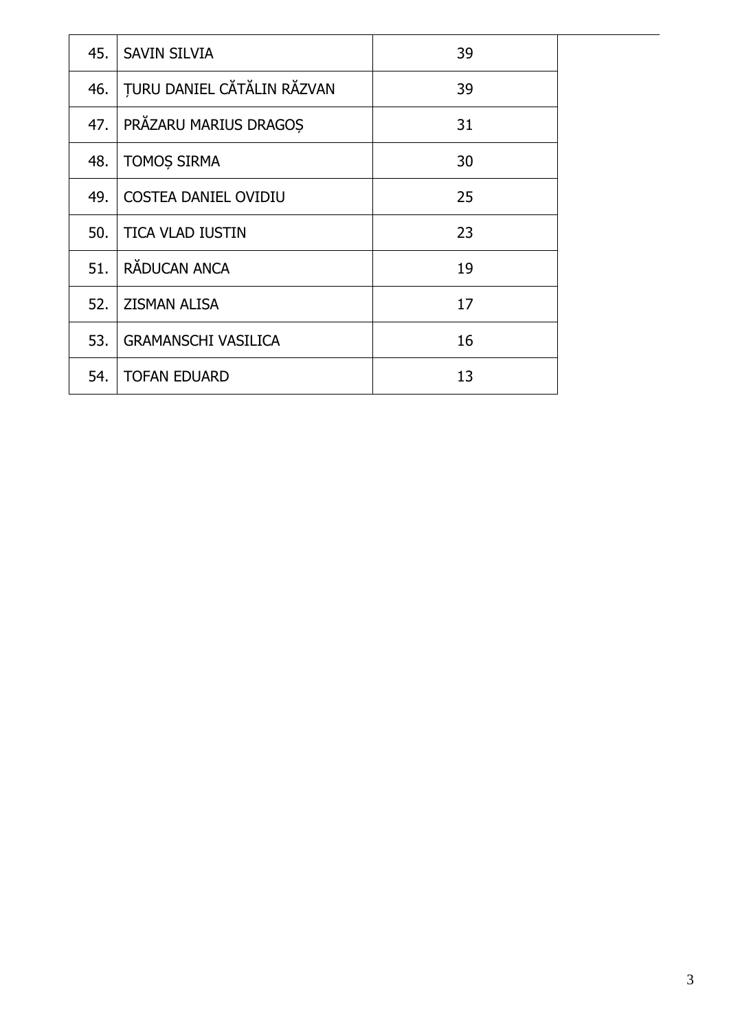| | | |
|---|---|---|
| 45. | SAVIN SILVIA | 39 |
| 46. | ȚURU DANIEL CĂTĂLIN RĂZVAN | 39 |
| 47. | PRĂZARU MARIUS DRAGOȘ | 31 |
| 48. | TOMOȘ SIRMA | 30 |
| 49. | COSTEA DANIEL OVIDIU | 25 |
| 50. | TICA VLAD IUSTIN | 23 |
| 51. | RĂDUCAN ANCA | 19 |
| 52. | ZISMAN ALISA | 17 |
| 53. | GRAMANSCHI VASILICA | 16 |
| 54. | TOFAN EDUARD | 13 |